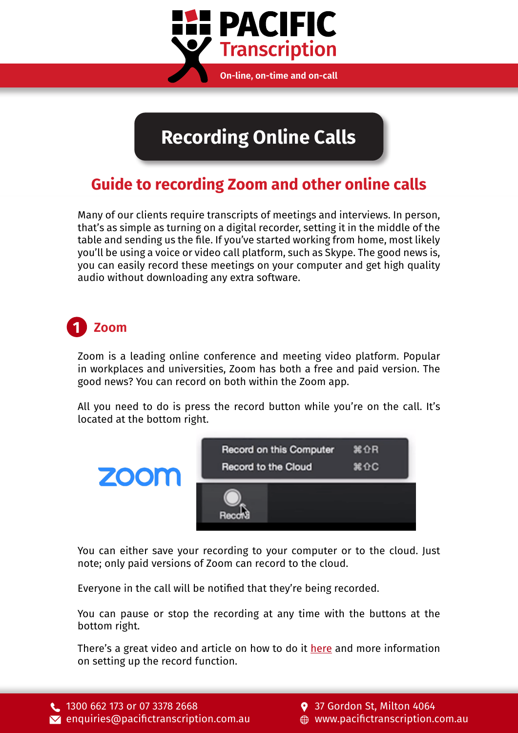# Recording Online Calls

## Guide to recording Zoom and other online calls

Many of our clients require transcripts of meetings and interviews. In person, that's as simple as turning on a digital recorder, setting it in the middle of the table and sending us the file. If you've started working from home, most likely you'll be using a voice or video call platform, such as Skype. The good news is, you can easily record these meetings on your computer and get high quality audio without downloading any extra software.

### 1 Zoom

Zoom is a leading online conference and meeting video platform. Popular in workplaces and universities, Zoom has both a free and paid version. The good news? You can record on both within the Zoom app.

All you need to do is press the record button while you're on the call. It's located at the bottom right.

You can either save your recording to your computer or to the cloud. Just note; only paid versions of Zoom can record to the cloud.

Everyone in the call will be notified that they're being recorded.

You can pause or stop the recording at any time with the buttons at the bottom right.

There's a great video and article on how to do it here and more information on setting up the record function.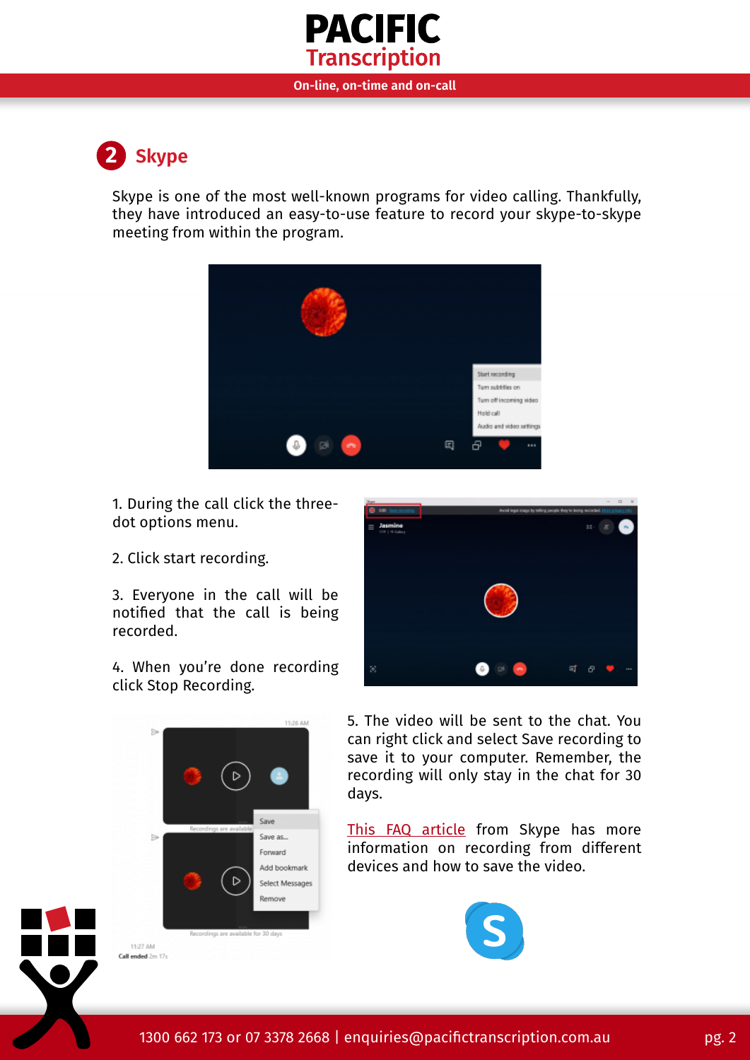## 2 Skype

Skype is one of the most well-known programs for video calling. Thankfully, they have introduced an easy-to-use feature to record your skype-to-skype meeting from within the program.

1. During the call click the three-dot options menu.

2. Click start recording.

3. Everyone in the call will be notified that the call is being recorded.

4. When you're done recording click Stop Recording.

5. The video will be sent to the chat. You can right click and select Save recording to save it to your computer. Remember, the recording will only stay in the chat for 30 days.

This FAQ article from Skype has more information on recording from different devices and how to save the video.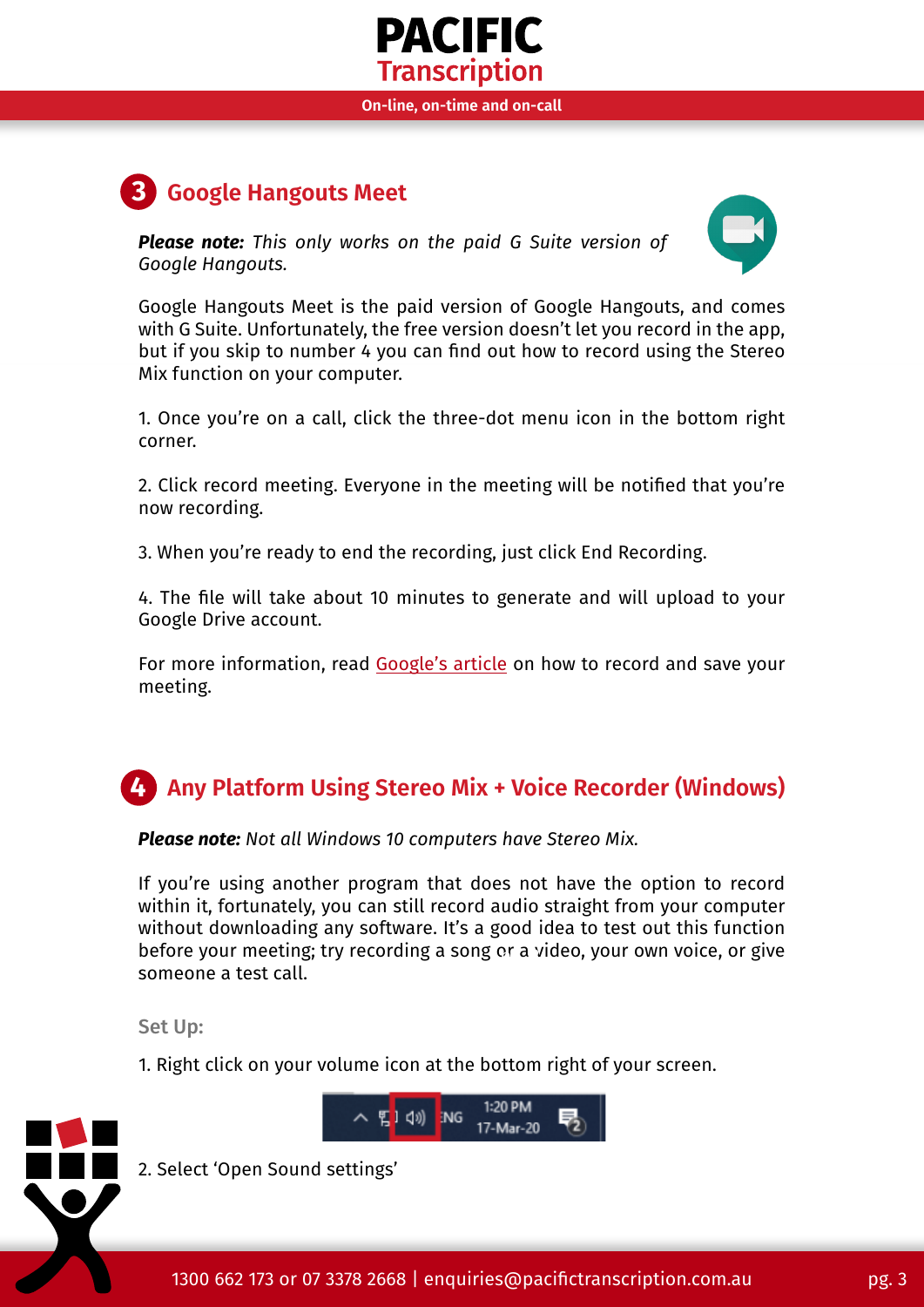## 3 Google Hangouts Meet

***Please note:*** *This only works on the paid G Suite version of Google Hangouts.*

Google Hangouts Meet is the paid version of Google Hangouts, and comes with G Suite. Unfortunately, the free version doesn't let you record in the app, but if you skip to number 4 you can find out how to record using the Stereo Mix function on your computer.

1. Once you're on a call, click the three-dot menu icon in the bottom right corner.

2. Click record meeting. Everyone in the meeting will be notified that you're now recording.

3. When you're ready to end the recording, just click End Recording.

4. The file will take about 10 minutes to generate and will upload to your Google Drive account.

For more information, read Google's article on how to record and save your meeting.

## 4 Any Platform Using Stereo Mix + Voice Recorder (Windows)

***Please note:*** *Not all Windows 10 computers have Stereo Mix.*

If you're using another program that does not have the option to record within it, fortunately, you can still record audio straight from your computer without downloading any software. It's a good idea to test out this function before your meeting; try recording a song or a video, your own voice, or give someone a test call.

Set Up:

1. Right click on your volume icon at the bottom right of your screen.

2. Select 'Open Sound settings'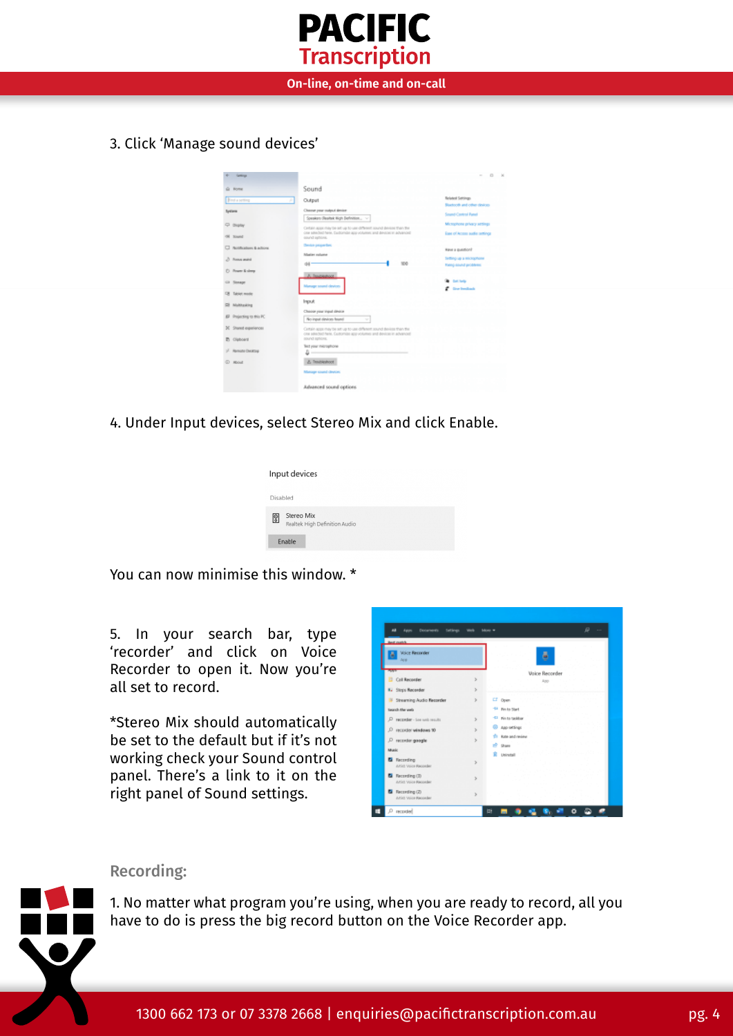3. Click ‘Manage sound devices’

4. Under Input devices, select Stereo Mix and click Enable.

You can now minimise this window. *

5. In your search bar, type ‘recorder’ and click on Voice Recorder to open it. Now you’re all set to record.

*Stereo Mix should automatically be set to the default but if it’s not working check your Sound control panel. There’s a link to it on the right panel of Sound settings.

## Recording:

1. No matter what program you’re using, when you are ready to record, all you have to do is press the big record button on the Voice Recorder app.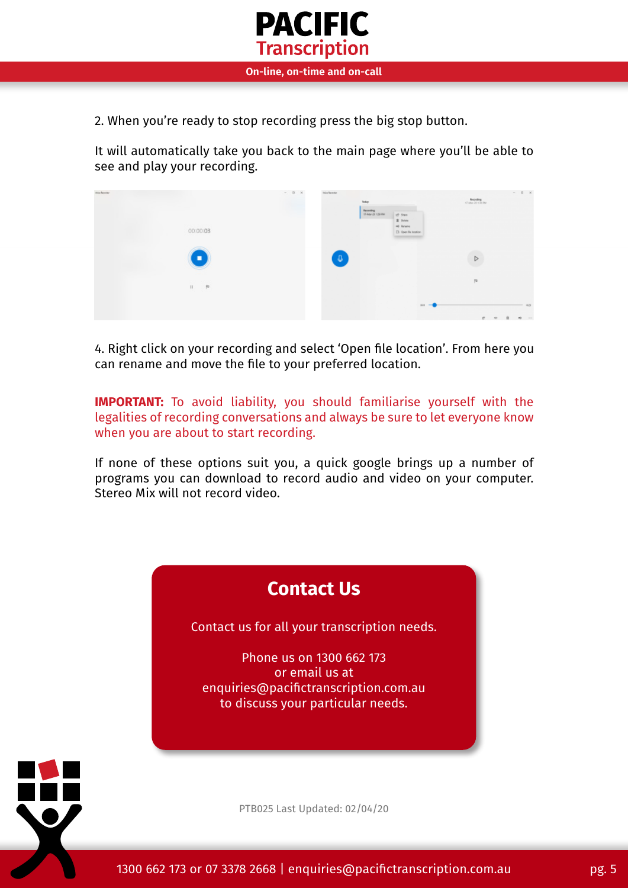2. When you're ready to stop recording press the big stop button.

It will automatically take you back to the main page where you'll be able to see and play your recording.

4. Right click on your recording and select 'Open file location'. From here you can rename and move the file to your preferred location.

**IMPORTANT:** To avoid liability, you should familiarise yourself with the legalities of recording conversations and always be sure to let everyone know when you are about to start recording.

If none of these options suit you, a quick google brings up a number of programs you can download to record audio and video on your computer. Stereo Mix will not record video.

## Contact Us

Contact us for all your transcription needs.

Phone us on 1300 662 173
or email us at
enquiries@pacifictranscription.com.au
to discuss your particular needs.

PTB025 Last Updated: 02/04/20